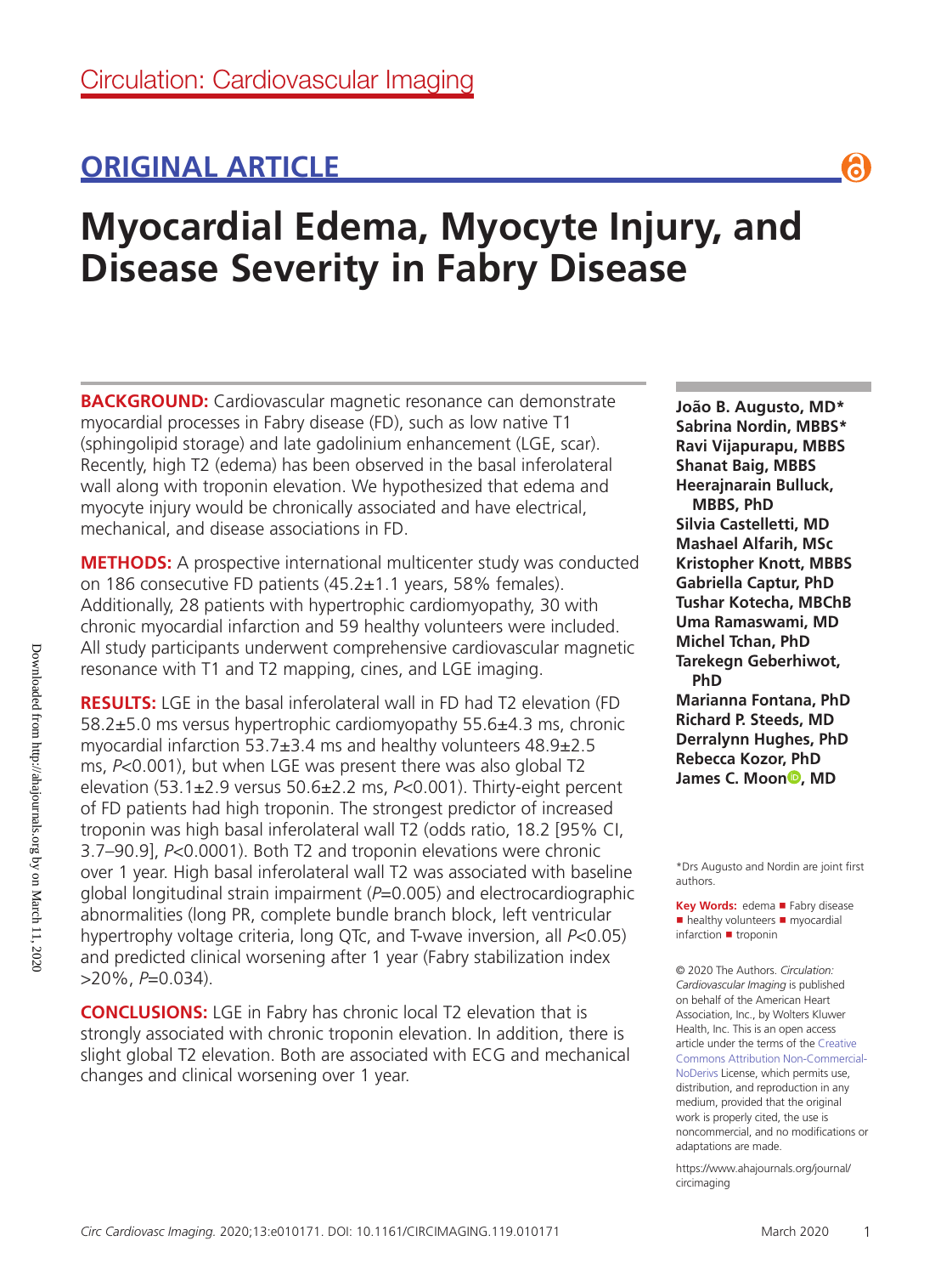Circulation: Cardiovascular Imaging

## ORIGINAL ARTICLE

# Myocardial Edema, Myocyte Injury, and Disease Severity in Fabry Disease

**BACKGROUND:** Cardiovascular magnetic resonance can demonstrate myocardial processes in Fabry disease (FD), such as low native T1 (sphingolipid storage) and late gadolinium enhancement (LGE, scar). Recently, high T2 (edema) has been observed in the basal inferolateral wall along with troponin elevation. We hypothesized that edema and myocyte injury would be chronically associated and have electrical, mechanical, and disease associations in FD.

**METHODS:** A prospective international multicenter study was conducted on 186 consecutive FD patients (45.2±1.1 years, 58% females). Additionally, 28 patients with hypertrophic cardiomyopathy, 30 with chronic myocardial infarction and 59 healthy volunteers were included. All study participants underwent comprehensive cardiovascular magnetic resonance with T1 and T2 mapping, cines, and LGE imaging.

**RESULTS:** LGE in the basal inferolateral wall in FD had T2 elevation (FD 58.2±5.0 ms versus hypertrophic cardiomyopathy 55.6±4.3 ms, chronic myocardial infarction 53.7±3.4 ms and healthy volunteers 48.9±2.5 ms, *P*<0.001), but when LGE was present there was also global T2 elevation (53.1±2.9 versus 50.6±2.2 ms, *P*<0.001). Thirty-eight percent of FD patients had high troponin. The strongest predictor of increased troponin was high basal inferolateral wall T2 (odds ratio, 18.2 [95% CI, 3.7–90.9], *P*<0.0001). Both T2 and troponin elevations were chronic over 1 year. High basal inferolateral wall T2 was associated with baseline global longitudinal strain impairment (*P*=0.005) and electrocardiographic abnormalities (long PR, complete bundle branch block, left ventricular hypertrophy voltage criteria, long QTc, and T-wave inversion, all *P*<0.05) and predicted clinical worsening after 1 year (Fabry stabilization index >20%, *P*=0.034).

**CONCLUSIONS:** LGE in Fabry has chronic local T2 elevation that is strongly associated with chronic troponin elevation. In addition, there is slight global T2 elevation. Both are associated with ECG and mechanical changes and clinical worsening over 1 year.

**João B. Augusto, MD\***
**Sabrina Nordin, MBBS\***
**Ravi Vijapurapu, MBBS**
**Shanat Baig, MBBS**
**Heerajnarain Bulluck, MBBS, PhD**
**Silvia Castelletti, MD**
**Mashael Alfarih, MSc**
**Kristopher Knott, MBBS**
**Gabriella Captur, PhD**
**Tushar Kotecha, MBChB**
**Uma Ramaswami, MD**
**Michel Tchan, PhD**
**Tarekegn Geberhiwot, PhD**
**Marianna Fontana, PhD**
**Richard P. Steeds, MD**
**Derralynn Hughes, PhD**
**Rebecca Kozor, PhD**
**James C. Moon, MD**

\*Drs Augusto and Nordin are joint first authors.

**Key Words:** edema ■ Fabry disease ■ healthy volunteers ■ myocardial infarction ■ troponin

© 2020 The Authors. *Circulation: Cardiovascular Imaging* is published on behalf of the American Heart Association, Inc., by Wolters Kluwer Health, Inc. This is an open access article under the terms of the Creative Commons Attribution Non-Commercial-NoDerivs License, which permits use, distribution, and reproduction in any medium, provided that the original work is properly cited, the use is noncommercial, and no modifications or adaptations are made.

https://www.ahajournals.org/journal/circimaging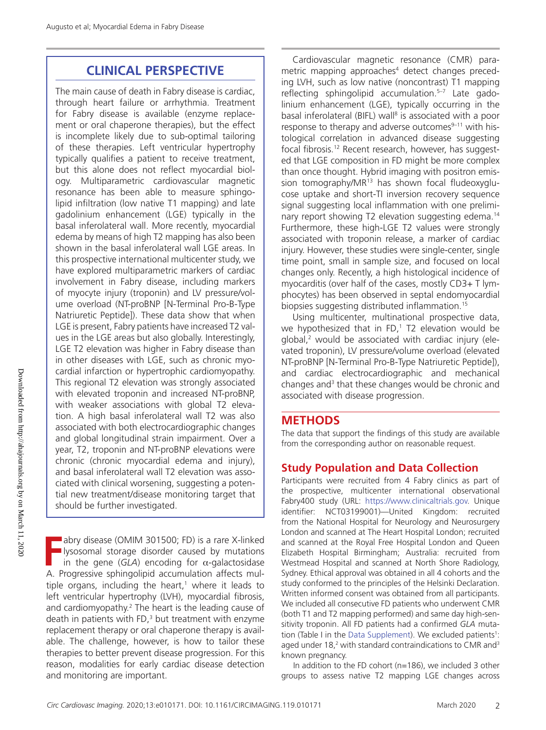## CLINICAL PERSPECTIVE

The main cause of death in Fabry disease is cardiac, through heart failure or arrhythmia. Treatment for Fabry disease is available (enzyme replacement or oral chaperone therapies), but the effect is incomplete likely due to sub-optimal tailoring of these therapies. Left ventricular hypertrophy typically qualifies a patient to receive treatment, but this alone does not reflect myocardial biology. Multiparametric cardiovascular magnetic resonance has been able to measure sphingolipid infiltration (low native T1 mapping) and late gadolinium enhancement (LGE) typically in the basal inferolateral wall. More recently, myocardial edema by means of high T2 mapping has also been shown in the basal inferolateral wall LGE areas. In this prospective international multicenter study, we have explored multiparametric markers of cardiac involvement in Fabry disease, including markers of myocyte injury (troponin) and LV pressure/volume overload (NT-proBNP [N-Terminal Pro-B-Type Natriuretic Peptide]). These data show that when LGE is present, Fabry patients have increased T2 values in the LGE areas but also globally. Interestingly, LGE T2 elevation was higher in Fabry disease than in other diseases with LGE, such as chronic myocardial infarction or hypertrophic cardiomyopathy. This regional T2 elevation was strongly associated with elevated troponin and increased NT-proBNP, with weaker associations with global T2 elevation. A high basal inferolateral wall T2 was also associated with both electrocardiographic changes and global longitudinal strain impairment. Over a year, T2, troponin and NT-proBNP elevations were chronic (chronic myocardial edema and injury), and basal inferolateral wall T2 elevation was associated with clinical worsening, suggesting a potential new treatment/disease monitoring target that should be further investigated.

Fabry disease (OMIM 301500; FD) is a rare X-linked lysosomal storage disorder caused by mutations in the gene (*GLA*) encoding for α-galactosidase A. Progressive sphingolipid accumulation affects multiple organs, including the heart,[1] where it leads to left ventricular hypertrophy (LVH), myocardial fibrosis, and cardiomyopathy.[2] The heart is the leading cause of death in patients with FD,[3] but treatment with enzyme replacement therapy or oral chaperone therapy is available. The challenge, however, is how to tailor these therapies to better prevent disease progression. For this reason, modalities for early cardiac disease detection and monitoring are important.

Cardiovascular magnetic resonance (CMR) parametric mapping approaches[4] detect changes preceding LVH, such as low native (noncontrast) T1 mapping reflecting sphingolipid accumulation.[5–7] Late gadolinium enhancement (LGE), typically occurring in the basal inferolateral (BIFL) wall[8] is associated with a poor response to therapy and adverse outcomes[9–11] with histological correlation in advanced disease suggesting focal fibrosis.[12] Recent research, however, has suggested that LGE composition in FD might be more complex than once thought. Hybrid imaging with positron emission tomography/MR[13] has shown focal fludeoxyglucose uptake and short-TI inversion recovery sequence signal suggesting local inflammation with one preliminary report showing T2 elevation suggesting edema.[14] Furthermore, these high-LGE T2 values were strongly associated with troponin release, a marker of cardiac injury. However, these studies were single-center, single time point, small in sample size, and focused on local changes only. Recently, a high histological incidence of myocarditis (over half of the cases, mostly CD3+ T lymphocytes) has been observed in septal endomyocardial biopsies suggesting distributed inflammation.[15]

Using multicenter, multinational prospective data, we hypothesized that in FD,[1] T2 elevation would be global,[2] would be associated with cardiac injury (elevated troponin), LV pressure/volume overload (elevated NT-proBNP [N-Terminal Pro-B-Type Natriuretic Peptide]), and cardiac electrocardiographic and mechanical changes and[3] that these changes would be chronic and associated with disease progression.

## METHODS

The data that support the findings of this study are available from the corresponding author on reasonable request.

### Study Population and Data Collection

Participants were recruited from 4 Fabry clinics as part of the prospective, multicenter international observational Fabry400 study (URL: https://www.clinicaltrials.gov. Unique identifier: NCT03199001)—United Kingdom: recruited from the National Hospital for Neurology and Neurosurgery London and scanned at The Heart Hospital London; recruited and scanned at the Royal Free Hospital London and Queen Elizabeth Hospital Birmingham; Australia: recruited from Westmead Hospital and scanned at North Shore Radiology, Sydney. Ethical approval was obtained in all 4 cohorts and the study conformed to the principles of the Helsinki Declaration. Written informed consent was obtained from all participants. We included all consecutive FD patients who underwent CMR (both T1 and T2 mapping performed) and same day high-sensitivity troponin. All FD patients had a confirmed *GLA* mutation (Table I in the Data Supplement). We excluded patients[1]: aged under 18,[2] with standard contraindications to CMR and[3] known pregnancy.

In addition to the FD cohort (n=186), we included 3 other groups to assess native T2 mapping LGE changes across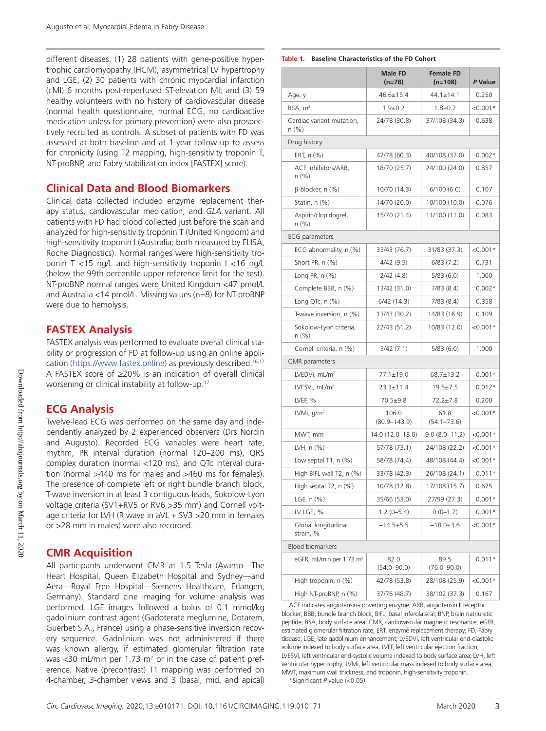different diseases: (1) 28 patients with gene-positive hypertrophic cardiomyopathy (HCM), asymmetrical LV hypertrophy and LGE; (2) 30 patients with chronic myocardial infarction (cMI) 6 months post-reperfused ST-elevation MI; and (3) 59 healthy volunteers with no history of cardiovascular disease (normal health questionnaire, normal ECG, no cardioactive medication unless for primary prevention) were also prospectively recruited as controls. A subset of patients with FD was assessed at both baseline and at 1-year follow-up to assess for chronicity (using T2 mapping, high-sensitivity troponin T, NT-proBNP, and Fabry stabilization index [FASTEX] score).

## Clinical Data and Blood Biomarkers

Clinical data collected included enzyme replacement therapy status, cardiovascular medication, and *GLA* variant. All patients with FD had blood collected just before the scan and analyzed for high-sensitivity troponin T (United Kingdom) and high-sensitivity troponin I (Australia; both measured by ELISA, Roche Diagnostics). Normal ranges were high-sensitivity troponin T <15 ng/L and high-sensitivity troponin I <16 ng/L (below the 99th percentile upper reference limit for the test). NT-proBNP normal ranges were United Kingdom <47 pmol/L and Australia <14 pmol/L. Missing values (n=8) for NT-proBNP were due to hemolysis.

## FASTEX Analysis

FASTEX analysis was performed to evaluate overall clinical stability or progression of FD at follow-up using an online application (https://www.fastex.online) as previously described.[16,17] A FASTEX score of ≥20% is an indication of overall clinical worsening or clinical instability at follow-up.[17]

## ECG Analysis

Twelve-lead ECG was performed on the same day and independently analyzed by 2 experienced observers (Drs Nordin and Augusto). Recorded ECG variables were heart rate, rhythm, PR interval duration (normal 120–200 ms), QRS complex duration (normal <120 ms), and QTc interval duration (normal >440 ms for males and >460 ms for females). The presence of complete left or right bundle branch block, T-wave inversion in at least 3 contiguous leads, Sokolow-Lyon voltage criteria (SV1+RV5 or RV6 >35 mm) and Cornell voltage criteria for LVH (R wave in aVL + SV3 >20 mm in females or >28 mm in males) were also recorded.

## CMR Acquisition

All participants underwent CMR at 1.5 Tesla (Avanto—The Heart Hospital, Queen Elizabeth Hospital and Sydney—and Aera—Royal Free Hospital—Siemens Healthcare, Erlangen, Germany). Standard cine imaging for volume analysis was performed. LGE images followed a bolus of 0.1 mmol/kg gadolinium contrast agent (Gadoterate meglumine, Dotarem, Guerbet S.A., France) using a phase-sensitive inversion recovery sequence. Gadolinium was not administered if there was known allergy, if estimated glomerular filtration rate was <30 mL/min per 1.73 m² or in the case of patient preference. Native (precontrast) T1 mapping was performed on 4-chamber, 3-chamber views and 3 (basal, mid, and apical)

**Table 1. Baseline Characteristics of the FD Cohort**

| | Male FD (n=78) | Female FD (n=108) | *P* Value |
|---|---|---|---|
| Age, y | 46.6±15.4 | 44.1±14.1 | 0.250 |
| BSA, m² | 1.9±0.2 | 1.8±0.2 | <0.001* |
| Cardiac variant mutation, n (%) | 24/78 (30.8) | 37/108 (34.3) | 0.638 |
| Drug history | | | |
| ERT, n (%) | 47/78 (60.3) | 40/108 (37.0) | 0.002* |
| ACE inhibitors/ARB, n (%) | 18/70 (25.7) | 24/100 (24.0) | 0.857 |
| β-blocker, n (%) | 10/70 (14.3) | 6/100 (6.0) | 0.107 |
| Statin, n (%) | 14/70 (20.0) | 10/100 (10.0) | 0.076 |
| Aspirin/clopidogrel, n (%) | 15/70 (21.4) | 11/100 (11.0) | 0.083 |
| ECG parameters | | | |
| ECG abnormality, n (%) | 33/43 (76.7) | 31/83 (37.3) | <0.001* |
| Short PR, n (%) | 4/42 (9.5) | 6/83 (7.2) | 0.731 |
| Long PR, n (%) | 2/42 (4.8) | 5/83 (6.0) | 1.000 |
| Complete BBB, n (%) | 13/42 (31.0) | 7/83 (8.4) | 0.002* |
| Long QTc, n (%) | 6/42 (14.3) | 7/83 (8.4) | 0.358 |
| T-wave inversion, n (%) | 13/43 (30.2) | 14/83 (16.9) | 0.109 |
| Sokolow-Lyon criteria, n (%) | 22/43 (51.2) | 10/83 (12.0) | <0.001* |
| Cornell criteria, n (%) | 3/42 (7.1) | 5/83 (6.0) | 1.000 |
| CMR parameters | | | |
| LVEDVi, mL/m² | 77.1±19.0 | 68.7±13.2 | 0.001* |
| LVESVi, mL/m² | 23.3±11.4 | 19.5±7.5 | 0.012* |
| LVEF, % | 70.5±9.8 | 72.2±7.8 | 0.200 |
| LVMi, g/m² | 106.0 (80.9–143.9) | 61.8 (54.1–73.6) | <0.001* |
| MWT, mm | 14.0 (12.0–18.0) | 9.0 (8.0–11.2) | <0.001* |
| LVH, n (%) | 57/78 (73.1) | 24/108 (22.2) | <0.001* |
| Low septal T1, n (%) | 58/78 (74.4) | 48/108 (44.4) | <0.001* |
| High BIFL wall T2, n (%) | 33/78 (42.3) | 26/108 (24.1) | 0.011* |
| High septal T2, n (%) | 10/78 (12.8) | 17/108 (15.7) | 0.675 |
| LGE, n (%) | 35/66 (53.0) | 27/99 (27.3) | 0.001* |
| LV LGE, % | 1.2 (0–5.4) | 0 (0–1.7) | 0.001* |
| Global longitudinal strain, % | −14.5±5.5 | −18.0±3.6 | <0.001* |
| Blood biomarkers | | | |
| eGFR, mL/min per 1.73 m² | 82.0 (54.0–90.0) | 89.5 (76.0–90.0) | 0.011* |
| High troponin, n (%) | 42/78 (53.8) | 28/108 (25.9) | <0.001* |
| High NT-proBNP, n (%) | 37/76 (48.7) | 38/102 (37.3) | 0.167 |

ACE indicates angiotensin-converting enzyme; ARB, angiotensin II receptor blocker; BBB, bundle branch block; BIFL, basal inferolateral; BNP, brain natriuretic peptide; BSA, body surface area; CMR, cardiovascular magnetic resonance; eGFR, estimated glomerular filtration rate; ERT, enzyme replacement therapy; FD, Fabry disease; LGE, late gadolinium enhancement; LVEDVi, left ventricular end-diastolic volume indexed to body surface area; LVEF, left ventricular ejection fraction; LVESVi, left ventricular end-systolic volume indexed to body surface area; LVH, left ventricular hypertrophy; LVMi, left ventricular mass indexed to body surface area; MWT, maximum wall thickness; and troponin, high-sensitivity troponin.

*Significant *P* value (<0.05).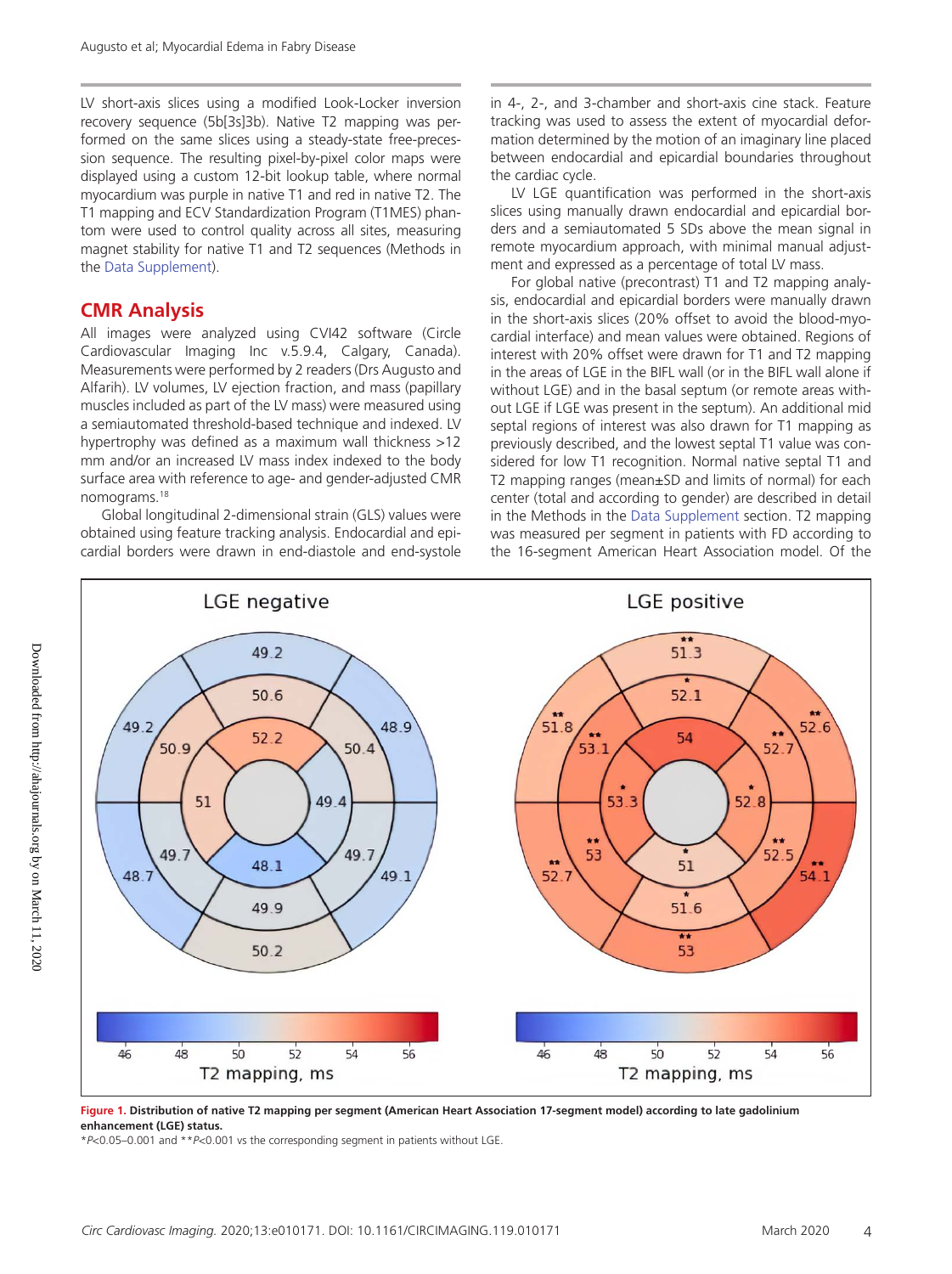LV short-axis slices using a modified Look-Locker inversion recovery sequence (5b[3s]3b). Native T2 mapping was performed on the same slices using a steady-state free-precession sequence. The resulting pixel-by-pixel color maps were displayed using a custom 12-bit lookup table, where normal myocardium was purple in native T1 and red in native T2. The T1 mapping and ECV Standardization Program (T1MES) phantom were used to control quality across all sites, measuring magnet stability for native T1 and T2 sequences (Methods in the Data Supplement).

## CMR Analysis

All images were analyzed using CVI42 software (Circle Cardiovascular Imaging Inc v.5.9.4, Calgary, Canada). Measurements were performed by 2 readers (Drs Augusto and Alfarih). LV volumes, LV ejection fraction, and mass (papillary muscles included as part of the LV mass) were measured using a semiautomated threshold-based technique and indexed. LV hypertrophy was defined as a maximum wall thickness >12 mm and/or an increased LV mass index indexed to the body surface area with reference to age- and gender-adjusted CMR nomograms.[18]

Global longitudinal 2-dimensional strain (GLS) values were obtained using feature tracking analysis. Endocardial and epicardial borders were drawn in end-diastole and end-systole in 4-, 2-, and 3-chamber and short-axis cine stack. Feature tracking was used to assess the extent of myocardial deformation determined by the motion of an imaginary line placed between endocardial and epicardial boundaries throughout the cardiac cycle.

LV LGE quantification was performed in the short-axis slices using manually drawn endocardial and epicardial borders and a semiautomated 5 SDs above the mean signal in remote myocardium approach, with minimal manual adjustment and expressed as a percentage of total LV mass.

For global native (precontrast) T1 and T2 mapping analysis, endocardial and epicardial borders were manually drawn in the short-axis slices (20% offset to avoid the blood-myocardial interface) and mean values were obtained. Regions of interest with 20% offset were drawn for T1 and T2 mapping in the areas of LGE in the BIFL wall (or in the BIFL wall alone if without LGE) and in the basal septum (or remote areas without LGE if LGE was present in the septum). An additional mid septal regions of interest was also drawn for T1 mapping as previously described, and the lowest septal T1 value was considered for low T1 recognition. Normal native septal T1 and T2 mapping ranges (mean±SD and limits of normal) for each center (total and according to gender) are described in detail in the Methods in the Data Supplement section. T2 mapping was measured per segment in patients with FD according to the 16-segment American Heart Association model. Of the

**Figure 1. Distribution of native T2 mapping per segment (American Heart Association 17-segment model) according to late gadolinium enhancement (LGE) status.**
\**P*<0.05–0.001 and \*\**P*<0.001 vs the corresponding segment in patients without LGE.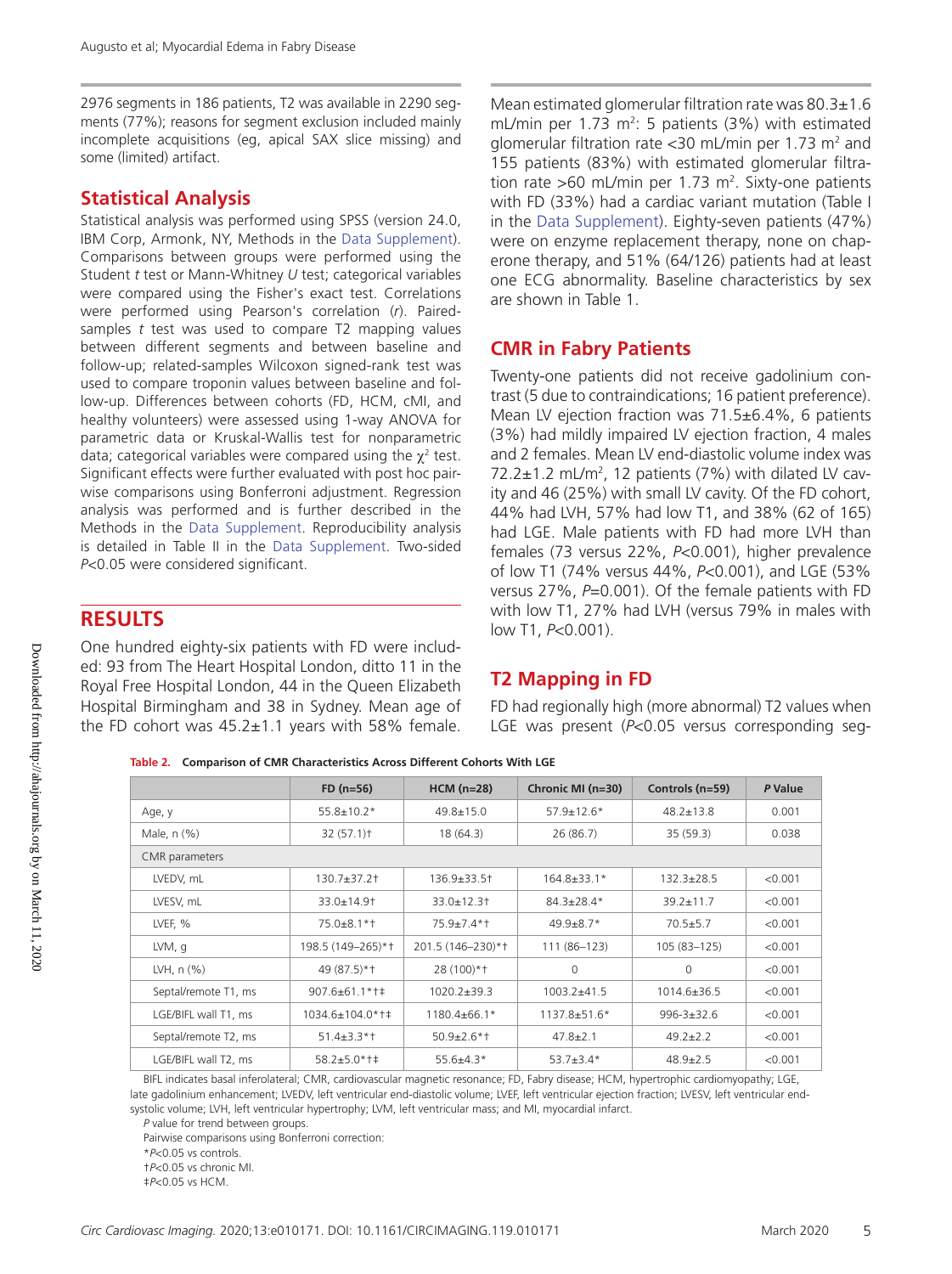2976 segments in 186 patients, T2 was available in 2290 segments (77%); reasons for segment exclusion included mainly incomplete acquisitions (eg, apical SAX slice missing) and some (limited) artifact.

## Statistical Analysis

Statistical analysis was performed using SPSS (version 24.0, IBM Corp, Armonk, NY, Methods in the Data Supplement). Comparisons between groups were performed using the Student *t* test or Mann-Whitney *U* test; categorical variables were compared using the Fisher's exact test. Correlations were performed using Pearson's correlation (*r*). Paired-samples *t* test was used to compare T2 mapping values between different segments and between baseline and follow-up; related-samples Wilcoxon signed-rank test was used to compare troponin values between baseline and follow-up. Differences between cohorts (FD, HCM, cMI, and healthy volunteers) were assessed using 1-way ANOVA for parametric data or Kruskal-Wallis test for nonparametric data; categorical variables were compared using the $\chi^2$ test. Significant effects were further evaluated with post hoc pairwise comparisons using Bonferroni adjustment. Regression analysis was performed and is further described in the Methods in the Data Supplement. Reproducibility analysis is detailed in Table II in the Data Supplement. Two-sided $P<0.05$ were considered significant.

# RESULTS

One hundred eighty-six patients with FD were included: 93 from The Heart Hospital London, ditto 11 in the Royal Free Hospital London, 44 in the Queen Elizabeth Hospital Birmingham and 38 in Sydney. Mean age of the FD cohort was 45.2±1.1 years with 58% female. Mean estimated glomerular filtration rate was 80.3±1.6 mL/min per 1.73 $m^2$: 5 patients (3%) with estimated glomerular filtration rate <30 mL/min per 1.73 $m^2$ and 155 patients (83%) with estimated glomerular filtration rate >60 mL/min per 1.73 $m^2$. Sixty-one patients with FD (33%) had a cardiac variant mutation (Table I in the Data Supplement). Eighty-seven patients (47%) were on enzyme replacement therapy, none on chaperone therapy, and 51% (64/126) patients had at least one ECG abnormality. Baseline characteristics by sex are shown in Table 1.

## CMR in Fabry Patients

Twenty-one patients did not receive gadolinium contrast (5 due to contraindications; 16 patient preference). Mean LV ejection fraction was 71.5±6.4%, 6 patients (3%) had mildly impaired LV ejection fraction, 4 males and 2 females. Mean LV end-diastolic volume index was 72.2±1.2 mL/$m^2$, 12 patients (7%) with dilated LV cavity and 46 (25%) with small LV cavity. Of the FD cohort, 44% had LVH, 57% had low T1, and 38% (62 of 165) had LGE. Male patients with FD had more LVH than females (73 versus 22%, $P<0.001$), higher prevalence of low T1 (74% versus 44%, $P<0.001$), and LGE (53% versus 27%, $P=0.001$). Of the female patients with FD with low T1, 27% had LVH (versus 79% in males with low T1, $P<0.001$).

## T2 Mapping in FD

FD had regionally high (more abnormal) T2 values when LGE was present ($P<0.05$ versus corresponding seg-

**Table 2. Comparison of CMR Characteristics Across Different Cohorts With LGE**

| | FD (n=56) | HCM (n=28) | Chronic MI (n=30) | Controls (n=59) | *P* Value |
|---|---|---|---|---|---|
| Age, y | 55.8±10.2* | 49.8±15.0 | 57.9±12.6* | 48.2±13.8 | 0.001 |
| Male, n (%) | 32 (57.1)† | 18 (64.3) | 26 (86.7) | 35 (59.3) | 0.038 |
| CMR parameters | | | | | |
| LVEDV, mL | 130.7±37.2† | 136.9±33.5† | 164.8±33.1* | 132.3±28.5 | <0.001 |
| LVESV, mL | 33.0±14.9† | 33.0±12.3† | 84.3±28.4* | 39.2±11.7 | <0.001 |
| LVEF, % | 75.0±8.1*† | 75.9±7.4*† | 49.9±8.7* | 70.5±5.7 | <0.001 |
| LVM, g | 198.5 (149–265)*† | 201.5 (146–230)*† | 111 (86–123) | 105 (83–125) | <0.001 |
| LVH, n (%) | 49 (87.5)*† | 28 (100)*† | 0 | 0 | <0.001 |
| Septal/remote T1, ms | 907.6±61.1*†‡ | 1020.2±39.3 | 1003.2±41.5 | 1014.6±36.5 | <0.001 |
| LGE/BIFL wall T1, ms | 1034.6±104.0*†‡ | 1180.4±66.1* | 1137.8±51.6* | 996-3±32.6 | <0.001 |
| Septal/remote T2, ms | 51.4±3.3*† | 50.9±2.6*† | 47.8±2.1 | 49.2±2.2 | <0.001 |
| LGE/BIFL wall T2, ms | 58.2±5.0*†‡ | 55.6±4.3* | 53.7±3.4* | 48.9±2.5 | <0.001 |

BIFL indicates basal inferolateral; CMR, cardiovascular magnetic resonance; FD, Fabry disease; HCM, hypertrophic cardiomyopathy; LGE, late gadolinium enhancement; LVEDV, left ventricular end-diastolic volume; LVEF, left ventricular ejection fraction; LVESV, left ventricular end-systolic volume; LVH, left ventricular hypertrophy; LVM, left ventricular mass; and MI, myocardial infarct.

*P* value for trend between groups.

Pairwise comparisons using Bonferroni correction:

*$P<0.05$ vs controls.

†$P<0.05$ vs chronic MI.

‡$P<0.05$ vs HCM.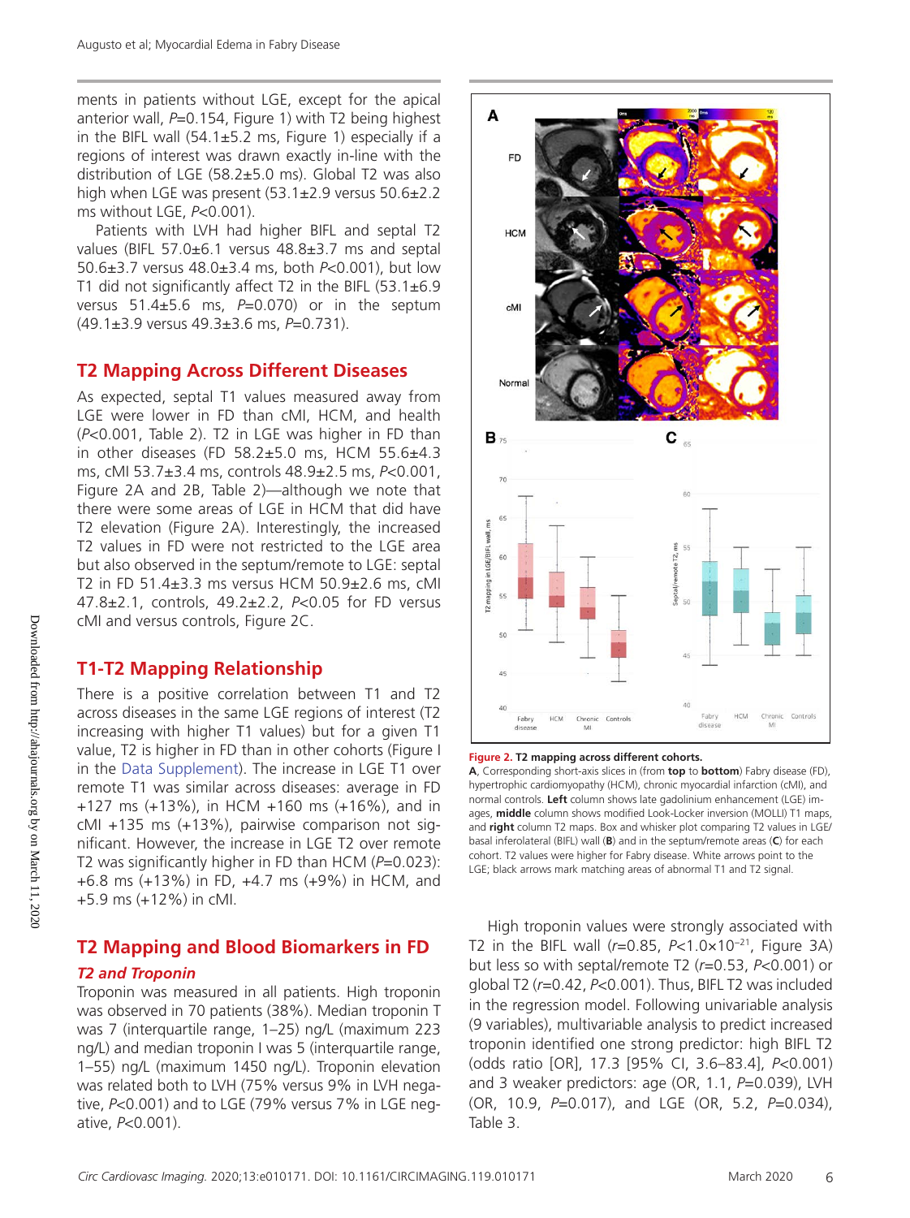ments in patients without LGE, except for the apical anterior wall, $P$=0.154, Figure 1) with T2 being highest in the BIFL wall (54.1±5.2 ms, Figure 1) especially if a regions of interest was drawn exactly in-line with the distribution of LGE (58.2±5.0 ms). Global T2 was also high when LGE was present (53.1±2.9 versus 50.6±2.2 ms without LGE, $P$<0.001).

Patients with LVH had higher BIFL and septal T2 values (BIFL 57.0±6.1 versus 48.8±3.7 ms and septal 50.6±3.7 versus 48.0±3.4 ms, both $P$<0.001), but low T1 did not significantly affect T2 in the BIFL (53.1±6.9 versus 51.4±5.6 ms, $P$=0.070) or in the septum (49.1±3.9 versus 49.3±3.6 ms, $P$=0.731).

## T2 Mapping Across Different Diseases

As expected, septal T1 values measured away from LGE were lower in FD than cMI, HCM, and health ($P$<0.001, Table 2). T2 in LGE was higher in FD than in other diseases (FD 58.2±5.0 ms, HCM 55.6±4.3 ms, cMI 53.7±3.4 ms, controls 48.9±2.5 ms, $P$<0.001, Figure 2A and 2B, Table 2)—although we note that there were some areas of LGE in HCM that did have T2 elevation (Figure 2A). Interestingly, the increased T2 values in FD were not restricted to the LGE area but also observed in the septum/remote to LGE: septal T2 in FD 51.4±3.3 ms versus HCM 50.9±2.6 ms, cMI 47.8±2.1, controls, 49.2±2.2, $P$<0.05 for FD versus cMI and versus controls, Figure 2C.

## T1-T2 Mapping Relationship

There is a positive correlation between T1 and T2 across diseases in the same LGE regions of interest (T2 increasing with higher T1 values) but for a given T1 value, T2 is higher in FD than in other cohorts (Figure I in the Data Supplement). The increase in LGE T1 over remote T1 was similar across diseases: average in FD +127 ms (+13%), in HCM +160 ms (+16%), and in cMI +135 ms (+13%), pairwise comparison not significant. However, the increase in LGE T2 over remote T2 was significantly higher in FD than HCM ($P$=0.023): +6.8 ms (+13%) in FD, +4.7 ms (+9%) in HCM, and +5.9 ms (+12%) in cMI.

**Figure 2. T2 mapping across different cohorts.**
**A**, Corresponding short-axis slices in (from **top** to **bottom**) Fabry disease (FD), hypertrophic cardiomyopathy (HCM), chronic myocardial infarction (cMI), and normal controls. **Left** column shows late gadolinium enhancement (LGE) images, **middle** column shows modified Look-Locker inversion (MOLLI) T1 maps, and **right** column T2 maps. Box and whisker plot comparing T2 values in LGE/basal inferolateral (BIFL) wall (**B**) and in the septum/remote areas (**C**) for each cohort. T2 values were higher for Fabry disease. White arrows point to the LGE; black arrows mark matching areas of abnormal T1 and T2 signal.

## T2 Mapping and Blood Biomarkers in FD

### *T2 and Troponin*

Troponin was measured in all patients. High troponin was observed in 70 patients (38%). Median troponin T was 7 (interquartile range, 1–25) ng/L (maximum 223 ng/L) and median troponin I was 5 (interquartile range, 1–55) ng/L (maximum 1450 ng/L). Troponin elevation was related both to LVH (75% versus 9% in LVH negative, $P$<0.001) and to LGE (79% versus 7% in LGE negative, $P$<0.001).

High troponin values were strongly associated with T2 in the BIFL wall ($r$=0.85, $P$<$1.0\times10^{-21}$, Figure 3A) but less so with septal/remote T2 ($r$=0.53, $P$<0.001) or global T2 ($r$=0.42, $P$<0.001). Thus, BIFL T2 was included in the regression model. Following univariable analysis (9 variables), multivariable analysis to predict increased troponin identified one strong predictor: high BIFL T2 (odds ratio [OR], 17.3 [95% CI, 3.6–83.4], $P$<0.001) and 3 weaker predictors: age (OR, 1.1, $P$=0.039), LVH (OR, 10.9, $P$=0.017), and LGE (OR, 5.2, $P$=0.034), Table 3.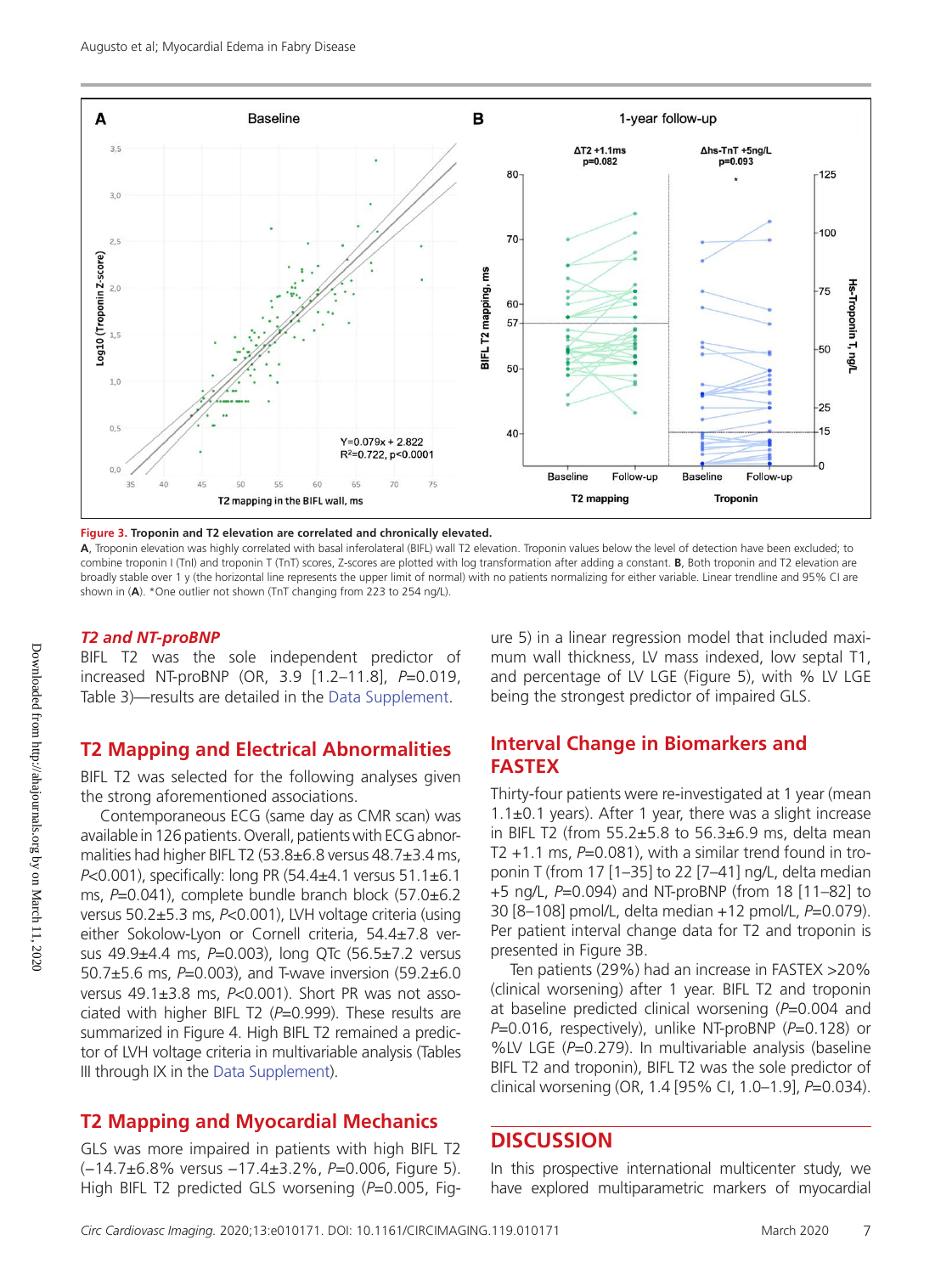**Figure 3. Troponin and T2 elevation are correlated and chronically elevated.**

**A**, Troponin elevation was highly correlated with basal inferolateral (BIFL) wall T2 elevation. Troponin values below the level of detection have been excluded; to combine troponin I (TnI) and troponin T (TnT) scores, Z-scores are plotted with log transformation after adding a constant. **B**, Both troponin and T2 elevation are broadly stable over 1 y (the horizontal line represents the upper limit of normal) with no patients normalizing for either variable. Linear trendline and 95% CI are shown in (**A**). *One outlier not shown (TnT changing from 223 to 254 ng/L).

### *T2 and NT-proBNP*

BIFL T2 was the sole independent predictor of increased NT-proBNP (OR, 3.9 [1.2–11.8], $P$=0.019, Table 3)—results are detailed in the Data Supplement.

## T2 Mapping and Electrical Abnormalities

BIFL T2 was selected for the following analyses given the strong aforementioned associations.

Contemporaneous ECG (same day as CMR scan) was available in 126 patients. Overall, patients with ECG abnormalities had higher BIFL T2 (53.8±6.8 versus 48.7±3.4 ms, $P$<0.001), specifically: long PR (54.4±4.1 versus 51.1±6.1 ms, $P$=0.041), complete bundle branch block (57.0±6.2 versus 50.2±5.3 ms, $P$<0.001), LVH voltage criteria (using either Sokolow-Lyon or Cornell criteria, 54.4±7.8 versus 49.9±4.4 ms, $P$=0.003), long QTc (56.5±7.2 versus 50.7±5.6 ms, $P$=0.003), and T-wave inversion (59.2±6.0 versus 49.1±3.8 ms, $P$<0.001). Short PR was not associated with higher BIFL T2 ($P$=0.999). These results are summarized in Figure 4. High BIFL T2 remained a predictor of LVH voltage criteria in multivariable analysis (Tables III through IX in the Data Supplement).

## T2 Mapping and Myocardial Mechanics

GLS was more impaired in patients with high BIFL T2 (−14.7±6.8% versus −17.4±3.2%, $P$=0.006, Figure 5). High BIFL T2 predicted GLS worsening ($P$=0.005, Figure 5) in a linear regression model that included maximum wall thickness, LV mass indexed, low septal T1, and percentage of LV LGE (Figure 5), with % LV LGE being the strongest predictor of impaired GLS.

## Interval Change in Biomarkers and FASTEX

Thirty-four patients were re-investigated at 1 year (mean 1.1±0.1 years). After 1 year, there was a slight increase in BIFL T2 (from 55.2±5.8 to 56.3±6.9 ms, delta mean T2 +1.1 ms, $P$=0.081), with a similar trend found in troponin T (from 17 [1–35] to 22 [7–41] ng/L, delta median +5 ng/L, $P$=0.094) and NT-proBNP (from 18 [11–82] to 30 [8–108] pmol/L, delta median +12 pmol/L, $P$=0.079). Per patient interval change data for T2 and troponin is presented in Figure 3B.

Ten patients (29%) had an increase in FASTEX >20% (clinical worsening) after 1 year. BIFL T2 and troponin at baseline predicted clinical worsening ($P$=0.004 and $P$=0.016, respectively), unlike NT-proBNP ($P$=0.128) or %LV LGE ($P$=0.279). In multivariable analysis (baseline BIFL T2 and troponin), BIFL T2 was the sole predictor of clinical worsening (OR, 1.4 [95% CI, 1.0–1.9], $P$=0.034).

## DISCUSSION

In this prospective international multicenter study, we have explored multiparametric markers of myocardial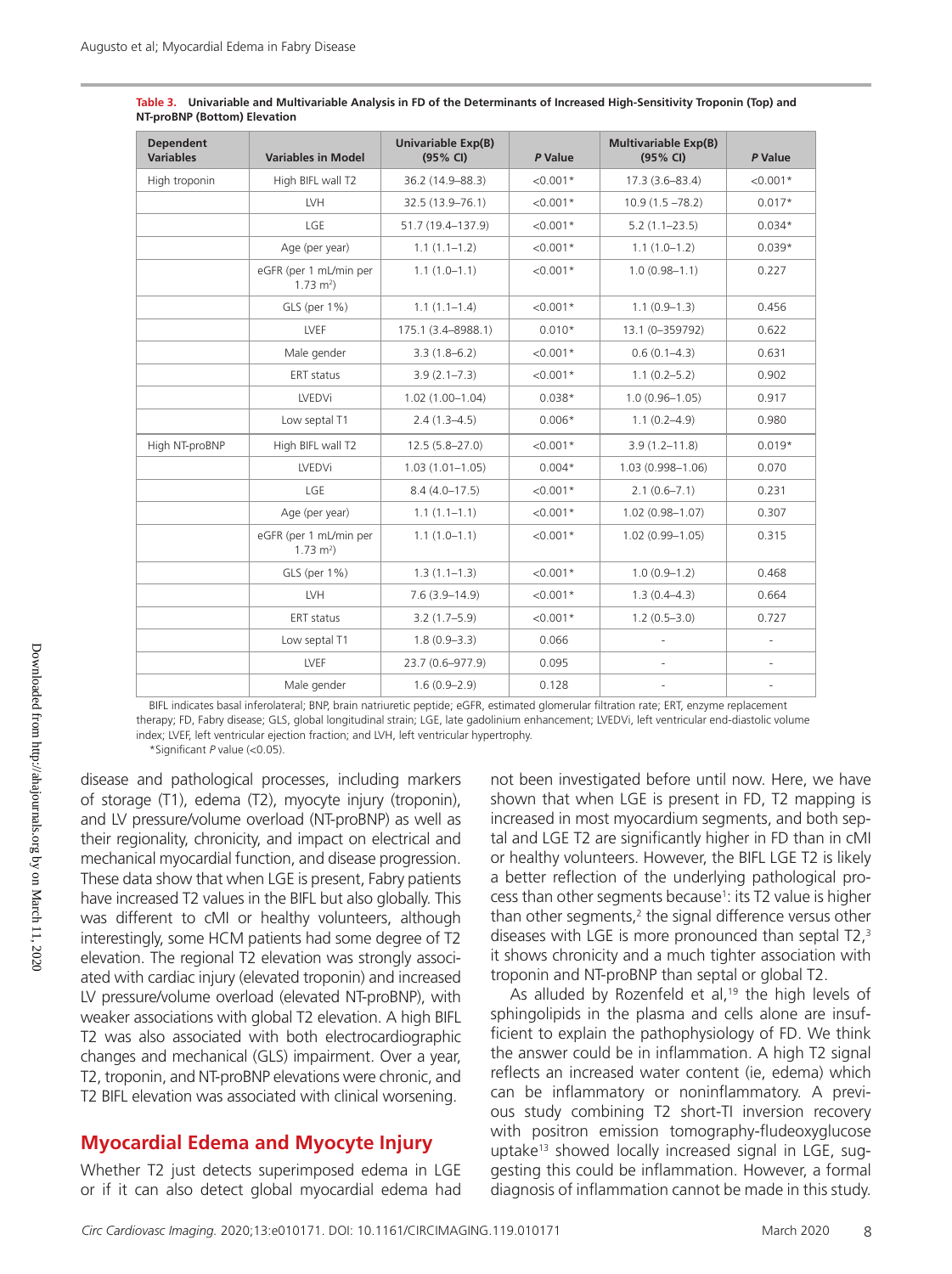**Table 3.** **Univariable and Multivariable Analysis in FD of the Determinants of Increased High-Sensitivity Troponin (Top) and NT-proBNP (Bottom) Elevation**

| Dependent Variables | Variables in Model | Univariable Exp(B) (95% CI) | *P* Value | Multivariable Exp(B) (95% CI) | *P* Value |
|---|---|---|---|---|---|
| High troponin | High BIFL wall T2 | 36.2 (14.9–88.3) | <0.001* | 17.3 (3.6–83.4) | <0.001* |
| | LVH | 32.5 (13.9–76.1) | <0.001* | 10.9 (1.5 –78.2) | 0.017* |
| | LGE | 51.7 (19.4–137.9) | <0.001* | 5.2 (1.1–23.5) | 0.034* |
| | Age (per year) | 1.1 (1.1–1.2) | <0.001* | 1.1 (1.0–1.2) | 0.039* |
| | eGFR (per 1 mL/min per 1.73 m²) | 1.1 (1.0–1.1) | <0.001* | 1.0 (0.98–1.1) | 0.227 |
| | GLS (per 1%) | 1.1 (1.1–1.4) | <0.001* | 1.1 (0.9–1.3) | 0.456 |
| | LVEF | 175.1 (3.4–8988.1) | 0.010* | 13.1 (0–359792) | 0.622 |
| | Male gender | 3.3 (1.8–6.2) | <0.001* | 0.6 (0.1–4.3) | 0.631 |
| | ERT status | 3.9 (2.1–7.3) | <0.001* | 1.1 (0.2–5.2) | 0.902 |
| | LVEDVi | 1.02 (1.00–1.04) | 0.038* | 1.0 (0.96–1.05) | 0.917 |
| | Low septal T1 | 2.4 (1.3–4.5) | 0.006* | 1.1 (0.2–4.9) | 0.980 |
| High NT-proBNP | High BIFL wall T2 | 12.5 (5.8–27.0) | <0.001* | 3.9 (1.2–11.8) | 0.019* |
| | LVEDVi | 1.03 (1.01–1.05) | 0.004* | 1.03 (0.998–1.06) | 0.070 |
| | LGE | 8.4 (4.0–17.5) | <0.001* | 2.1 (0.6–7.1) | 0.231 |
| | Age (per year) | 1.1 (1.1–1.1) | <0.001* | 1.02 (0.98–1.07) | 0.307 |
| | eGFR (per 1 mL/min per 1.73 m²) | 1.1 (1.0–1.1) | <0.001* | 1.02 (0.99–1.05) | 0.315 |
| | GLS (per 1%) | 1.3 (1.1–1.3) | <0.001* | 1.0 (0.9–1.2) | 0.468 |
| | LVH | 7.6 (3.9–14.9) | <0.001* | 1.3 (0.4–4.3) | 0.664 |
| | ERT status | 3.2 (1.7–5.9) | <0.001* | 1.2 (0.5–3.0) | 0.727 |
| | Low septal T1 | 1.8 (0.9–3.3) | 0.066 | - | - |
| | LVEF | 23.7 (0.6–977.9) | 0.095 | - | - |
| | Male gender | 1.6 (0.9–2.9) | 0.128 | - | - |

BIFL indicates basal inferolateral; BNP, brain natriuretic peptide; eGFR, estimated glomerular filtration rate; ERT, enzyme replacement therapy; FD, Fabry disease; GLS, global longitudinal strain; LGE, late gadolinium enhancement; LVEDVi, left ventricular end-diastolic volume index; LVEF, left ventricular ejection fraction; and LVH, left ventricular hypertrophy.

*Significant *P* value (<0.05).

disease and pathological processes, including markers of storage (T1), edema (T2), myocyte injury (troponin), and LV pressure/volume overload (NT-proBNP) as well as their regionality, chronicity, and impact on electrical and mechanical myocardial function, and disease progression. These data show that when LGE is present, Fabry patients have increased T2 values in the BIFL but also globally. This was different to cMI or healthy volunteers, although interestingly, some HCM patients had some degree of T2 elevation. The regional T2 elevation was strongly associated with cardiac injury (elevated troponin) and increased LV pressure/volume overload (elevated NT-proBNP), with weaker associations with global T2 elevation. A high BIFL T2 was also associated with both electrocardiographic changes and mechanical (GLS) impairment. Over a year, T2, troponin, and NT-proBNP elevations were chronic, and T2 BIFL elevation was associated with clinical worsening.

## Myocardial Edema and Myocyte Injury

Whether T2 just detects superimposed edema in LGE or if it can also detect global myocardial edema had not been investigated before until now. Here, we have shown that when LGE is present in FD, T2 mapping is increased in most myocardium segments, and both septal and LGE T2 are significantly higher in FD than in cMI or healthy volunteers. However, the BIFL LGE T2 is likely a better reflection of the underlying pathological process than other segments because[1]: its T2 value is higher than other segments,[2] the signal difference versus other diseases with LGE is more pronounced than septal T2,[3] it shows chronicity and a much tighter association with troponin and NT-proBNP than septal or global T2.

As alluded by Rozenfeld et al,[19] the high levels of sphingolipids in the plasma and cells alone are insufficient to explain the pathophysiology of FD. We think the answer could be in inflammation. A high T2 signal reflects an increased water content (ie, edema) which can be inflammatory or noninflammatory. A previous study combining T2 short-TI inversion recovery with positron emission tomography-fludeoxyglucose uptake[13] showed locally increased signal in LGE, suggesting this could be inflammation. However, a formal diagnosis of inflammation cannot be made in this study.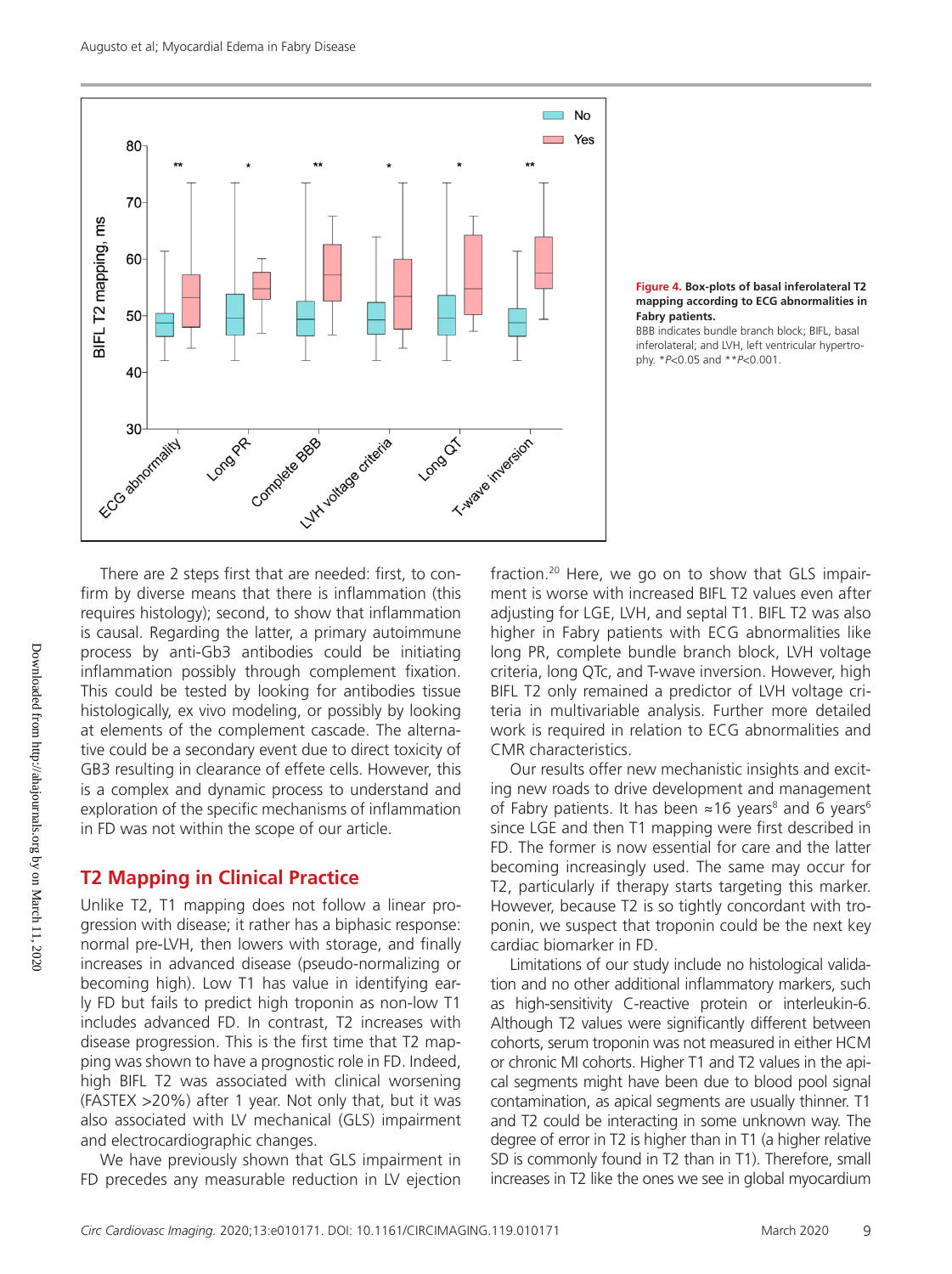**Figure 4. Box-plots of basal inferolateral T2 mapping according to ECG abnormalities in Fabry patients.**
BBB indicates bundle branch block; BIFL, basal inferolateral; and LVH, left ventricular hypertrophy. \*$P$<0.05 and \*\*$P$<0.001.

There are 2 steps first that are needed: first, to confirm by diverse means that there is inflammation (this requires histology); second, to show that inflammation is causal. Regarding the latter, a primary autoimmune process by anti-Gb3 antibodies could be initiating inflammation possibly through complement fixation. This could be tested by looking for antibodies tissue histologically, ex vivo modeling, or possibly by looking at elements of the complement cascade. The alternative could be a secondary event due to direct toxicity of GB3 resulting in clearance of effete cells. However, this is a complex and dynamic process to understand and exploration of the specific mechanisms of inflammation in FD was not within the scope of our article.

## T2 Mapping in Clinical Practice

Unlike T2, T1 mapping does not follow a linear progression with disease; it rather has a biphasic response: normal pre-LVH, then lowers with storage, and finally increases in advanced disease (pseudo-normalizing or becoming high). Low T1 has value in identifying early FD but fails to predict high troponin as non-low T1 includes advanced FD. In contrast, T2 increases with disease progression. This is the first time that T2 mapping was shown to have a prognostic role in FD. Indeed, high BIFL T2 was associated with clinical worsening (FASTEX >20%) after 1 year. Not only that, but it was also associated with LV mechanical (GLS) impairment and electrocardiographic changes.

We have previously shown that GLS impairment in FD precedes any measurable reduction in LV ejection fraction.[20] Here, we go on to show that GLS impairment is worse with increased BIFL T2 values even after adjusting for LGE, LVH, and septal T1. BIFL T2 was also higher in Fabry patients with ECG abnormalities like long PR, complete bundle branch block, LVH voltage criteria, long QTc, and T-wave inversion. However, high BIFL T2 only remained a predictor of LVH voltage criteria in multivariable analysis. Further more detailed work is required in relation to ECG abnormalities and CMR characteristics.

Our results offer new mechanistic insights and exciting new roads to drive development and management of Fabry patients. It has been ≈16 years[8] and 6 years[6] since LGE and then T1 mapping were first described in FD. The former is now essential for care and the latter becoming increasingly used. The same may occur for T2, particularly if therapy starts targeting this marker. However, because T2 is so tightly concordant with troponin, we suspect that troponin could be the next key cardiac biomarker in FD.

Limitations of our study include no histological validation and no other additional inflammatory markers, such as high-sensitivity C-reactive protein or interleukin-6. Although T2 values were significantly different between cohorts, serum troponin was not measured in either HCM or chronic MI cohorts. Higher T1 and T2 values in the apical segments might have been due to blood pool signal contamination, as apical segments are usually thinner. T1 and T2 could be interacting in some unknown way. The degree of error in T2 is higher than in T1 (a higher relative SD is commonly found in T2 than in T1). Therefore, small increases in T2 like the ones we see in global myocardium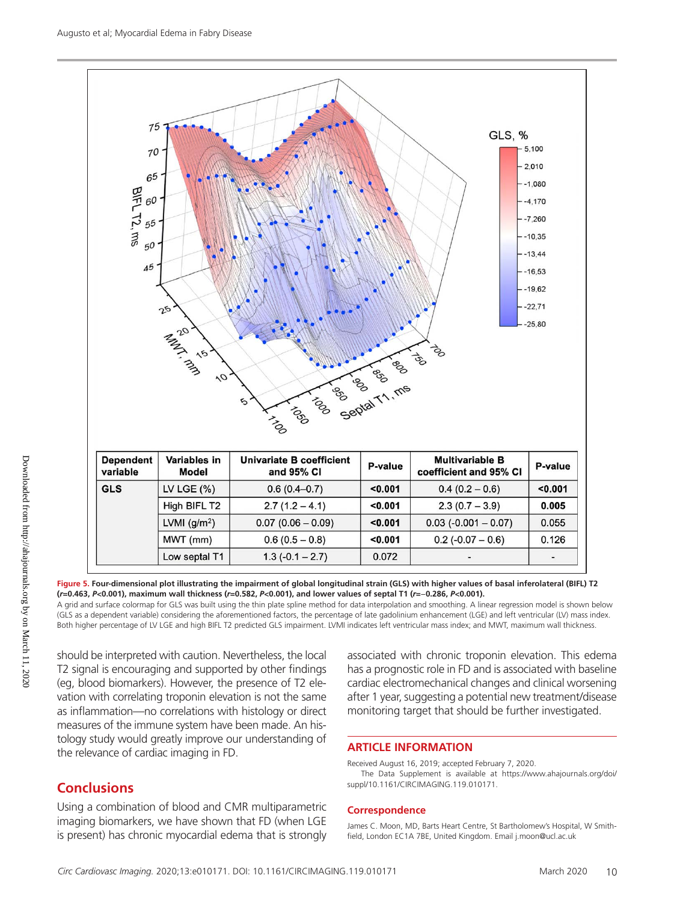| Dependent variable | Variables in Model | Univariate B coefficient and 95% CI | P-value | Multivariable B coefficient and 95% CI | P-value |
|---|---|---|---|---|---|
| GLS | LV LGE (%) | 0.6 (0.4–0.7) | <0.001 | 0.4 (0.2 – 0.6) | <0.001 |
| | High BIFL T2 | 2.7 (1.2 – 4.1) | <0.001 | 2.3 (0.7 – 3.9) | 0.005 |
| | LVMI (g/m²) | 0.07 (0.06 – 0.09) | <0.001 | 0.03 (-0.001 – 0.07) | 0.055 |
| | MWT (mm) | 0.6 (0.5 – 0.8) | <0.001 | 0.2 (-0.07 – 0.6) | 0.126 |
| | Low septal T1 | 1.3 (-0.1 – 2.7) | 0.072 | - | - |

**Figure 5. Four-dimensional plot illustrating the impairment of global longitudinal strain (GLS) with higher values of basal inferolateral (BIFL) T2 (*r*=0.463, *P*<0.001), maximum wall thickness (*r*=0.582, *P*<0.001), and lower values of septal T1 (*r*=−0.286, *P*<0.001).**

A grid and surface colormap for GLS was built using the thin plate spline method for data interpolation and smoothing. A linear regression model is shown below (GLS as a dependent variable) considering the aforementioned factors, the percentage of late gadolinium enhancement (LGE) and left ventricular (LV) mass index. Both higher percentage of LV LGE and high BIFL T2 predicted GLS impairment. LVMI indicates left ventricular mass index; and MWT, maximum wall thickness.

should be interpreted with caution. Nevertheless, the local T2 signal is encouraging and supported by other findings (eg, blood biomarkers). However, the presence of T2 elevation with correlating troponin elevation is not the same as inflammation—no correlations with histology or direct measures of the immune system have been made. An histology study would greatly improve our understanding of the relevance of cardiac imaging in FD.

## Conclusions

Using a combination of blood and CMR multiparametric imaging biomarkers, we have shown that FD (when LGE is present) has chronic myocardial edema that is strongly associated with chronic troponin elevation. This edema has a prognostic role in FD and is associated with baseline cardiac electromechanical changes and clinical worsening after 1 year, suggesting a potential new treatment/disease monitoring target that should be further investigated.

## ARTICLE INFORMATION

Received August 16, 2019; accepted February 7, 2020.

The Data Supplement is available at https://www.ahajournals.org/doi/suppl/10.1161/CIRCIMAGING.119.010171.

### Correspondence

James C. Moon, MD, Barts Heart Centre, St Bartholomew's Hospital, W Smithfield, London EC1A 7BE, United Kingdom. Email j.moon@ucl.ac.uk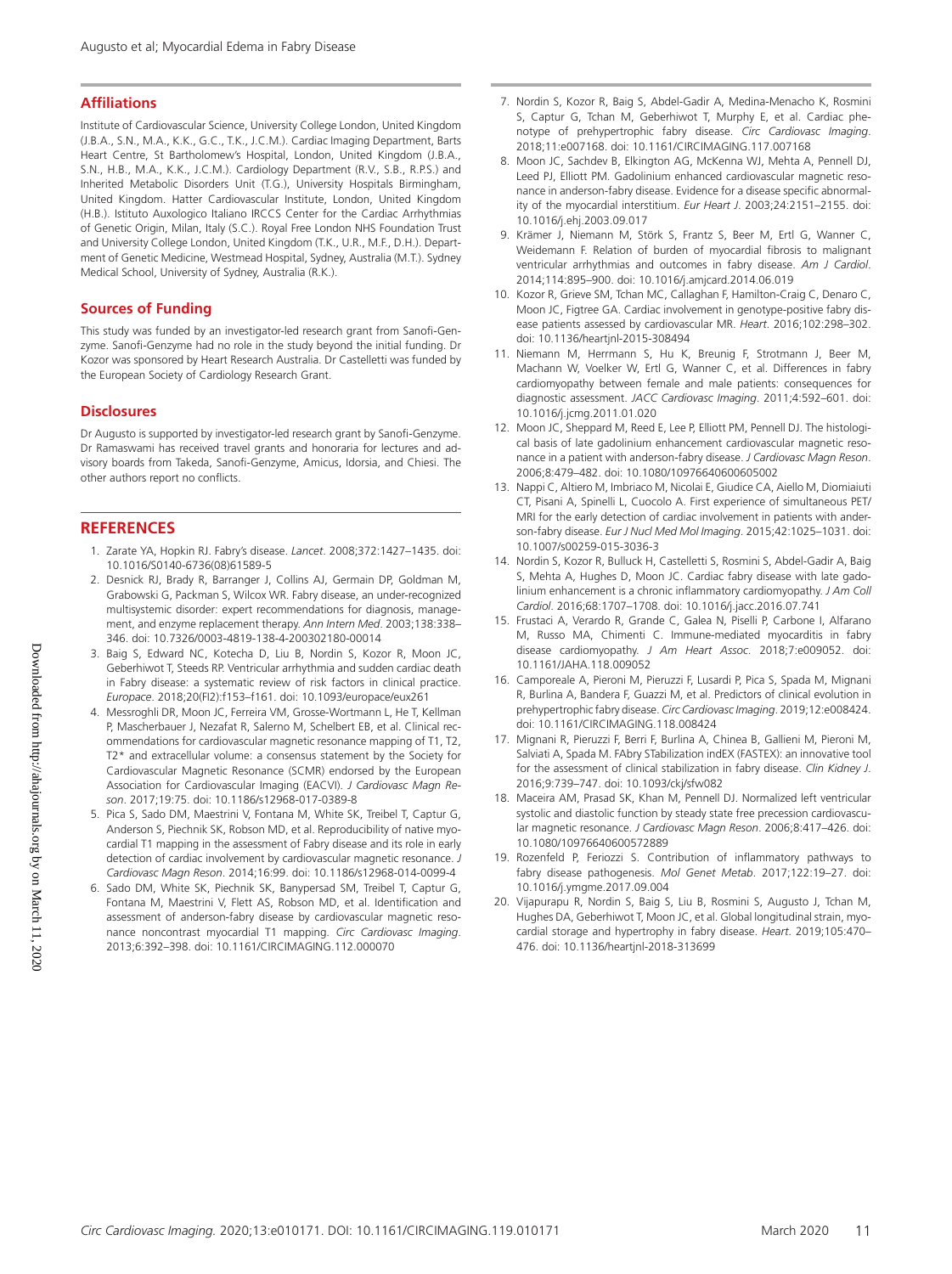## Affiliations

Institute of Cardiovascular Science, University College London, United Kingdom (J.B.A., S.N., M.A., K.K., G.C., T.K., J.C.M.). Cardiac Imaging Department, Barts Heart Centre, St Bartholomew's Hospital, London, United Kingdom (J.B.A., S.N., H.B., M.A., K.K., J.C.M.). Cardiology Department (R.V., S.B., R.P.S.) and Inherited Metabolic Disorders Unit (T.G.), University Hospitals Birmingham, United Kingdom. Hatter Cardiovascular Institute, London, United Kingdom (H.B.). Istituto Auxologico Italiano IRCCS Center for the Cardiac Arrhythmias of Genetic Origin, Milan, Italy (S.C.). Royal Free London NHS Foundation Trust and University College London, United Kingdom (T.K., U.R., M.F., D.H.). Department of Genetic Medicine, Westmead Hospital, Sydney, Australia (M.T.). Sydney Medical School, University of Sydney, Australia (R.K.).

## Sources of Funding

This study was funded by an investigator-led research grant from Sanofi-Genzyme. Sanofi-Genzyme had no role in the study beyond the initial funding. Dr Kozor was sponsored by Heart Research Australia. Dr Castelletti was funded by the European Society of Cardiology Research Grant.

## Disclosures

Dr Augusto is supported by investigator-led research grant by Sanofi-Genzyme. Dr Ramaswami has received travel grants and honoraria for lectures and advisory boards from Takeda, Sanofi-Genzyme, Amicus, Idorsia, and Chiesi. The other authors report no conflicts.

## REFERENCES

1. Zarate YA, Hopkin RJ. Fabry's disease. *Lancet*. 2008;372:1427–1435. doi: 10.1016/S0140-6736(08)61589-5
2. Desnick RJ, Brady R, Barranger J, Collins AJ, Germain DP, Goldman M, Grabowski G, Packman S, Wilcox WR. Fabry disease, an under-recognized multisystemic disorder: expert recommendations for diagnosis, management, and enzyme replacement therapy. *Ann Intern Med*. 2003;138:338–346. doi: 10.7326/0003-4819-138-4-200302180-00014
3. Baig S, Edward NC, Kotecha D, Liu B, Nordin S, Kozor R, Moon JC, Geberhiwot T, Steeds RP. Ventricular arrhythmia and sudden cardiac death in Fabry disease: a systematic review of risk factors in clinical practice. *Europace*. 2018;20(FI2):f153–f161. doi: 10.1093/europace/eux261
4. Messroghli DR, Moon JC, Ferreira VM, Grosse-Wortmann L, He T, Kellman P, Mascherbauer J, Nezafat R, Salerno M, Schelbert EB, et al. Clinical recommendations for cardiovascular magnetic resonance mapping of T1, T2, T2* and extracellular volume: a consensus statement by the Society for Cardiovascular Magnetic Resonance (SCMR) endorsed by the European Association for Cardiovascular Imaging (EACVI). *J Cardiovasc Magn Reson*. 2017;19:75. doi: 10.1186/s12968-017-0389-8
5. Pica S, Sado DM, Maestrini V, Fontana M, White SK, Treibel T, Captur G, Anderson S, Piechnik SK, Robson MD, et al. Reproducibility of native myocardial T1 mapping in the assessment of Fabry disease and its role in early detection of cardiac involvement by cardiovascular magnetic resonance. *J Cardiovasc Magn Reson*. 2014;16:99. doi: 10.1186/s12968-014-0099-4
6. Sado DM, White SK, Piechnik SK, Banypersad SM, Treibel T, Captur G, Fontana M, Maestrini V, Flett AS, Robson MD, et al. Identification and assessment of anderson-fabry disease by cardiovascular magnetic resonance noncontrast myocardial T1 mapping. *Circ Cardiovasc Imaging*. 2013;6:392–398. doi: 10.1161/CIRCIMAGING.112.000070
7. Nordin S, Kozor R, Baig S, Abdel-Gadir A, Medina-Menacho K, Rosmini S, Captur G, Tchan M, Geberhiwot T, Murphy E, et al. Cardiac phenotype of prehypertrophic fabry disease. *Circ Cardiovasc Imaging*. 2018;11:e007168. doi: 10.1161/CIRCIMAGING.117.007168
8. Moon JC, Sachdev B, Elkington AG, McKenna WJ, Mehta A, Pennell DJ, Leed PJ, Elliott PM. Gadolinium enhanced cardiovascular magnetic resonance in anderson-fabry disease. Evidence for a disease specific abnormality of the myocardial interstitium. *Eur Heart J*. 2003;24:2151–2155. doi: 10.1016/j.ehj.2003.09.017
9. Krämer J, Niemann M, Störk S, Frantz S, Beer M, Ertl G, Wanner C, Weidemann F. Relation of burden of myocardial fibrosis to malignant ventricular arrhythmias and outcomes in fabry disease. *Am J Cardiol*. 2014;114:895–900. doi: 10.1016/j.amjcard.2014.06.019
10. Kozor R, Grieve SM, Tchan MC, Callaghan F, Hamilton-Craig C, Denaro C, Moon JC, Figtree GA. Cardiac involvement in genotype-positive fabry disease patients assessed by cardiovascular MR. *Heart*. 2016;102:298–302. doi: 10.1136/heartjnl-2015-308494
11. Niemann M, Herrmann S, Hu K, Breunig F, Strotmann J, Beer M, Machann W, Voelker W, Ertl G, Wanner C, et al. Differences in fabry cardiomyopathy between female and male patients: consequences for diagnostic assessment. *JACC Cardiovasc Imaging*. 2011;4:592–601. doi: 10.1016/j.jcmg.2011.01.020
12. Moon JC, Sheppard M, Reed E, Lee P, Elliott PM, Pennell DJ. The histological basis of late gadolinium enhancement cardiovascular magnetic resonance in a patient with anderson-fabry disease. *J Cardiovasc Magn Reson*. 2006;8:479–482. doi: 10.1080/10976640600605002
13. Nappi C, Altiero M, Imbriaco M, Nicolai E, Giudice CA, Aiello M, Diomiaiuti CT, Pisani A, Spinelli L, Cuocolo A. First experience of simultaneous PET/MRI for the early detection of cardiac involvement in patients with anderson-fabry disease. *Eur J Nucl Med Mol Imaging*. 2015;42:1025–1031. doi: 10.1007/s00259-015-3036-3
14. Nordin S, Kozor R, Bulluck H, Castelletti S, Rosmini S, Abdel-Gadir A, Baig S, Mehta A, Hughes D, Moon JC. Cardiac fabry disease with late gadolinium enhancement is a chronic inflammatory cardiomyopathy. *J Am Coll Cardiol*. 2016;68:1707–1708. doi: 10.1016/j.jacc.2016.07.741
15. Frustaci A, Verardo R, Grande C, Galea N, Piselli P, Carbone I, Alfarano M, Russo MA, Chimenti C. Immune-mediated myocarditis in fabry disease cardiomyopathy. *J Am Heart Assoc*. 2018;7:e009052. doi: 10.1161/JAHA.118.009052
16. Camporeale A, Pieroni M, Pieruzzi F, Lusardi P, Pica S, Spada M, Mignani R, Burlina A, Bandera F, Guazzi M, et al. Predictors of clinical evolution in prehypertrophic fabry disease. *Circ Cardiovasc Imaging*. 2019;12:e008424. doi: 10.1161/CIRCIMAGING.118.008424
17. Mignani R, Pieruzzi F, Berri F, Burlina A, Chinea B, Gallieni M, Pieroni M, Salviati A, Spada M. FAbry STabilization indEX (FASTEX): an innovative tool for the assessment of clinical stabilization in fabry disease. *Clin Kidney J*. 2016;9:739–747. doi: 10.1093/ckj/sfw082
18. Maceira AM, Prasad SK, Khan M, Pennell DJ. Normalized left ventricular systolic and diastolic function by steady state free precession cardiovascular magnetic resonance. *J Cardiovasc Magn Reson*. 2006;8:417–426. doi: 10.1080/10976640600572889
19. Rozenfeld P, Feriozzi S. Contribution of inflammatory pathways to fabry disease pathogenesis. *Mol Genet Metab*. 2017;122:19–27. doi: 10.1016/j.ymgme.2017.09.004
20. Vijapurapu R, Nordin S, Baig S, Liu B, Rosmini S, Augusto J, Tchan M, Hughes DA, Geberhiwot T, Moon JC, et al. Global longitudinal strain, myocardial storage and hypertrophy in fabry disease. *Heart*. 2019;105:470–476. doi: 10.1136/heartjnl-2018-313699